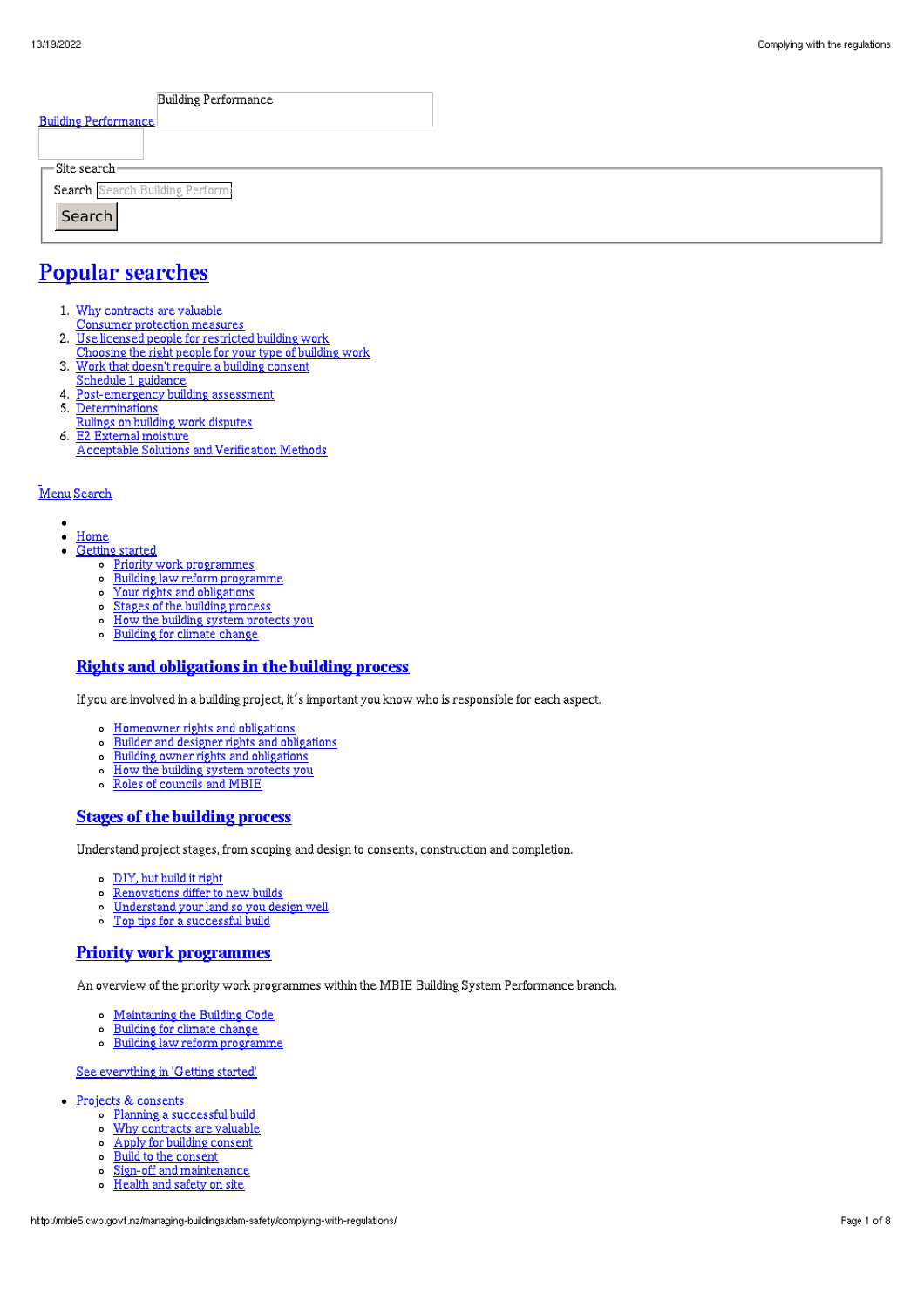Building Performance

[Building Performance]

Site search

Search [Search Building Perform]

Search

# Popular searches

1. Why contracts are valuable
   Consumer protection measures
2. Use licensed people for restricted building work
   Choosing the right people for your type of building work
3. Work that doesn't require a building consent
   Schedule 1 guidance
4. Post-emergency building assessment
5. Determinations
   Rulings on building work disputes
6. E2 External moisture
   Acceptable Solutions and Verification Methods

Menu Search

- Home
- Getting started
  - Priority work programmes
  - Building law reform programme
  - Your rights and obligations
  - Stages of the building process
  - How the building system protects you
  - Building for climate change

  ### Rights and obligations in the building process

  If you are involved in a building project, it's important you know who is responsible for each aspect.

  - Homeowner rights and obligations
  - Builder and designer rights and obligations
  - Building owner rights and obligations
  - How the building system protects you
  - Roles of councils and MBIE

  ### Stages of the building process

  Understand project stages, from scoping and design to consents, construction and completion.

  - DIY, but build it right
  - Renovations differ to new builds
  - Understand your land so you design well
  - Top tips for a successful build

  ### Priority work programmes

  An overview of the priority work programmes within the MBIE Building System Performance branch.

  - Maintaining the Building Code
  - Building for climate change
  - Building law reform programme

  See everything in 'Getting started'

- Projects & consents
  - Planning a successful build
  - Why contracts are valuable
  - Apply for building consent
  - Build to the consent
  - Sign-off and maintenance
  - Health and safety on site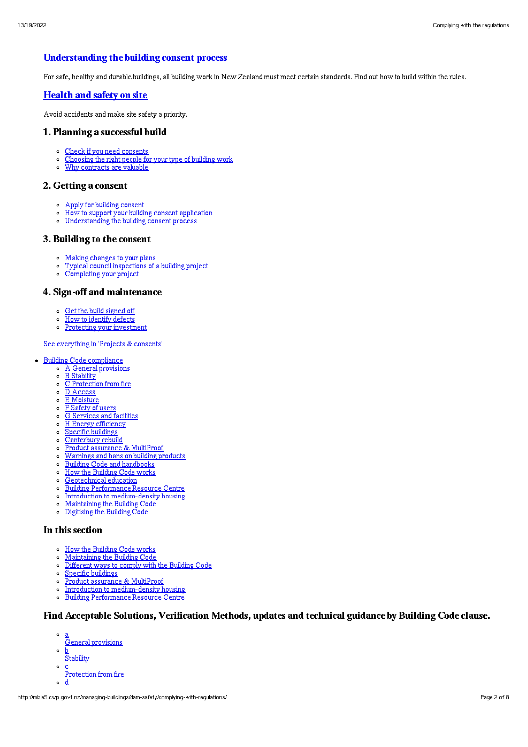## [Understanding the building consent process]

For safe, healthy and durable buildings, all building work in New Zealand must meet certain standards. Find out how to build within the rules.

## [Health and safety on site]

Avoid accidents and make site safety a priority.

### 1. Planning a successful build

- Check if you need consents
- Choosing the right people for your type of building work
- Why contracts are valuable

### 2. Getting a consent

- Apply for building consent
- How to support your building consent application
- Understanding the building consent process

### 3. Building to the consent

- Making changes to your plans
- Typical council inspections of a building project
- Completing your project

### 4. Sign-off and maintenance

- Get the build signed off
- How to identify defects
- Protecting your investment

See everything in 'Projects & consents'

- Building Code compliance
  - A General provisions
  - B Stability
  - C Protection from fire
  - D Access
  - E Moisture
  - F Safety of users
  - G Services and facilities
  - H Energy efficiency
  - Specific buildings
  - Canterbury rebuild
  - Product assurance & MultiProof
  - Warnings and bans on building products
  - Building Code and handbooks
  - How the Building Code works
  - Geotechnical education
  - Building Performance Resource Centre
  - Introduction to medium-density housing
  - Maintaining the Building Code
  - Digitising the Building Code

### In this section

- How the Building Code works
- Maintaining the Building Code
- Different ways to comply with the Building Code
- Specific buildings
- Product assurance & MultiProof
- Introduction to medium-density housing
- Building Performance Resource Centre

### Find Acceptable Solutions, Verification Methods, updates and technical guidance by Building Code clause.

- a
  General provisions
- b
  Stability
- c
  Protection from fire
- d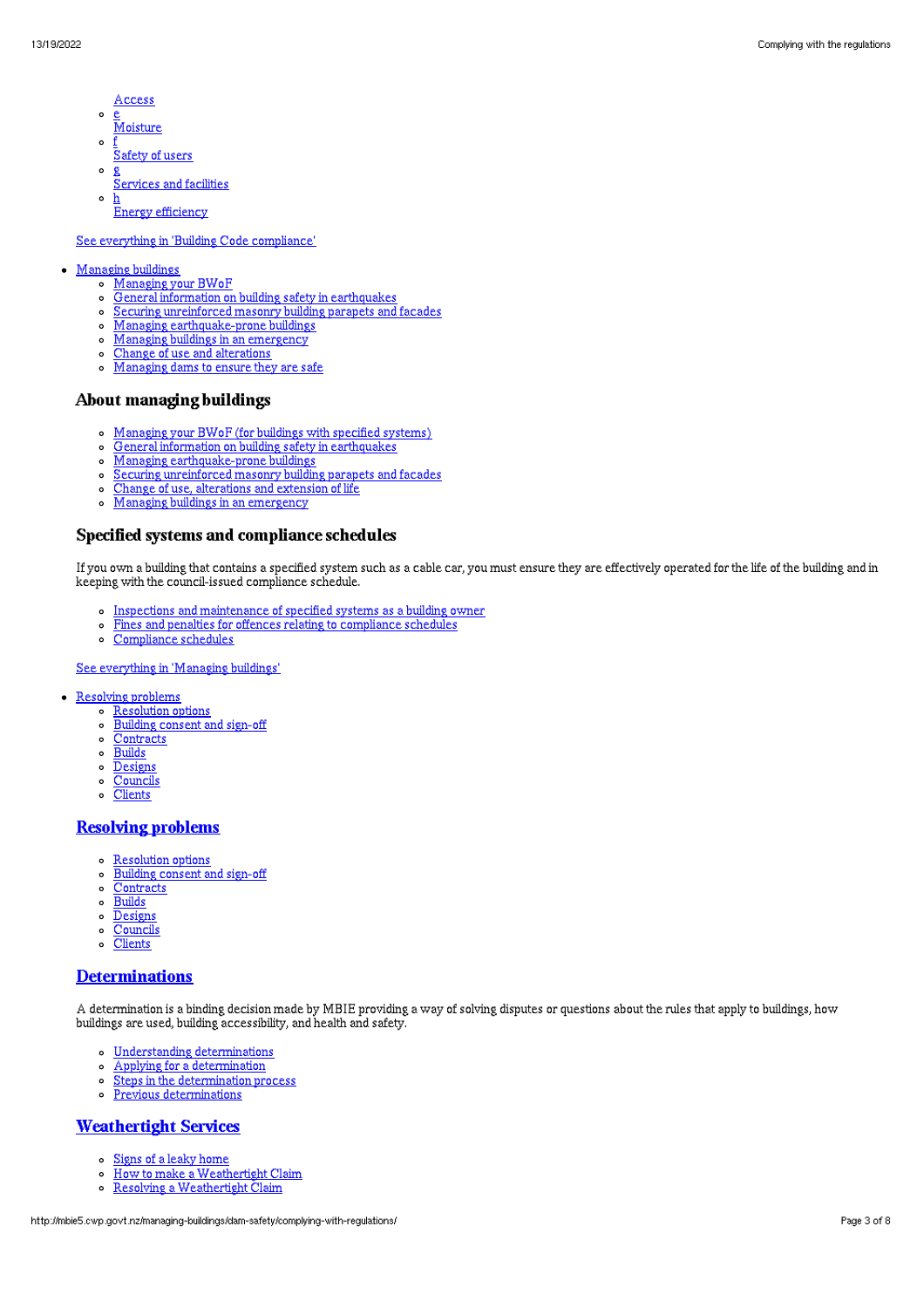- Access
- e
  Moisture
- f
  Safety of users
- g
  Services and facilities
- h
  Energy efficiency

See everything in 'Building Code compliance'

- Managing buildings
  - Managing your BWoF
  - General information on building safety in earthquakes
  - Securing unreinforced masonry building parapets and facades
  - Managing earthquake-prone buildings
  - Managing buildings in an emergency
  - Change of use and alterations
  - Managing dams to ensure they are safe

### About managing buildings

- Managing your BWoF (for buildings with specified systems)
- General information on building safety in earthquakes
- Managing earthquake-prone buildings
- Securing unreinforced masonry building parapets and facades
- Change of use, alterations and extension of life
- Managing buildings in an emergency

### Specified systems and compliance schedules

If you own a building that contains a specified system such as a cable car, you must ensure they are effectively operated for the life of the building and in keeping with the council-issued compliance schedule.

- Inspections and maintenance of specified systems as a building owner
- Fines and penalties for offences relating to compliance schedules
- Compliance schedules

See everything in 'Managing buildings'

- Resolving problems
  - Resolution options
  - Building consent and sign-off
  - Contracts
  - Builds
  - Designs
  - Councils
  - Clients

### Resolving problems

- Resolution options
- Building consent and sign-off
- Contracts
- Builds
- Designs
- Councils
- Clients

### Determinations

A determination is a binding decision made by MBIE providing a way of solving disputes or questions about the rules that apply to buildings, how buildings are used, building accessibility, and health and safety.

- Understanding determinations
- Applying for a determination
- Steps in the determination process
- Previous determinations

### Weathertight Services

- Signs of a leaky home
- How to make a Weathertight Claim
- Resolving a Weathertight Claim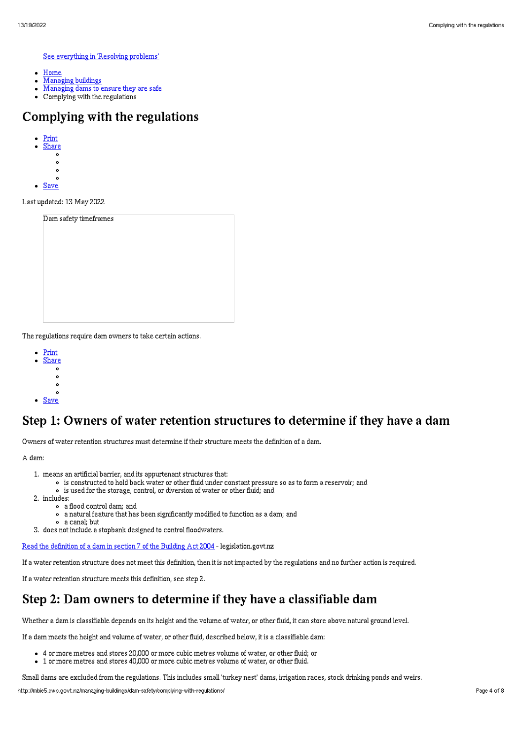[See everything in 'Resolving problems']

- Home
- Managing buildings
- Managing dams to ensure they are safe
- Complying with the regulations

# Complying with the regulations

- Print
- Share
- Save

Last updated: 13 May 2022

Dam safety timeframes

The regulations require dam owners to take certain actions.

- Print
- Share
- Save

## Step 1: Owners of water retention structures to determine if they have a dam

Owners of water retention structures must determine if their structure meets the definition of a dam.

A dam:

1. means an artificial barrier, and its appurtenant structures that:
   - is constructed to hold back water or other fluid under constant pressure so as to form a reservoir; and
   - is used for the storage, control, or diversion of water or other fluid; and
2. includes:
   - a flood control dam; and
   - a natural feature that has been significantly modified to function as a dam; and
   - a canal; but
3. does not include a stopbank designed to control floodwaters.

Read the definition of a dam in section 7 of the Building Act 2004 - legislation.govt.nz

If a water retention structure does not meet this definition, then it is not impacted by the regulations and no further action is required.

If a water retention structure meets this definition, see step 2.

## Step 2: Dam owners to determine if they have a classifiable dam

Whether a dam is classifiable depends on its height and the volume of water, or other fluid, it can store above natural ground level.

If a dam meets the height and volume of water, or other fluid, described below, it is a classifiable dam:

- 4 or more metres and stores 20,000 or more cubic metres volume of water, or other fluid; or
- 1 or more metres and stores 40,000 or more cubic metres volume of water, or other fluid.

Small dams are excluded from the regulations. This includes small 'turkey nest' dams, irrigation races, stock drinking ponds and weirs.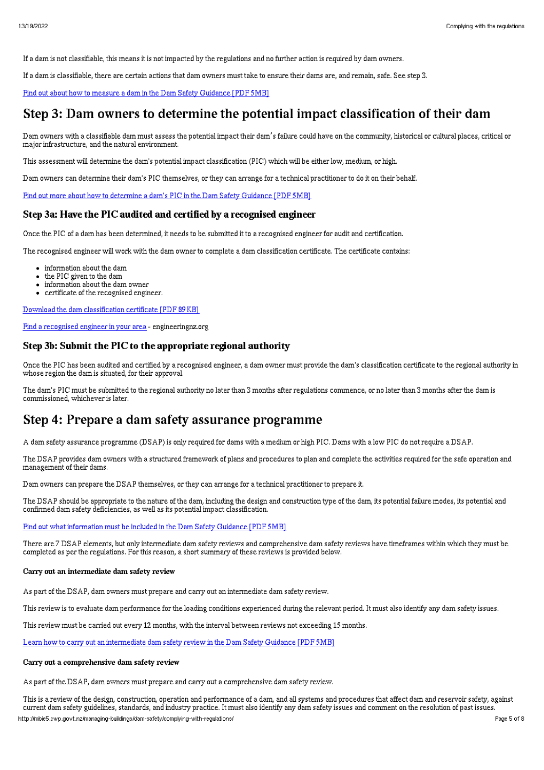If a dam is not classifiable, this means it is not impacted by the regulations and no further action is required by dam owners.

If a dam is classifiable, there are certain actions that dam owners must take to ensure their dams are, and remain, safe. See step 3.

[Find out about how to measure a dam in the Dam Safety Guidance [PDF 5MB]](http://mbie5.cwp.govt.nz/managing-buildings/dam-safety/complying-with-regulations/)

# Step 3: Dam owners to determine the potential impact classification of their dam

Dam owners with a classifiable dam must assess the potential impact their dam's failure could have on the community, historical or cultural places, critical or major infrastructure, and the natural environment.

This assessment will determine the dam's potential impact classification (PIC) which will be either low, medium, or high.

Dam owners can determine their dam's PIC themselves, or they can arrange for a technical practitioner to do it on their behalf.

Find out more about how to determine a dam's PIC in the Dam Safety Guidance [PDF 5MB]

### Step 3a: Have the PIC audited and certified by a recognised engineer

Once the PIC of a dam has been determined, it needs to be submitted it to a recognised engineer for audit and certification.

The recognised engineer will work with the dam owner to complete a dam classification certificate. The certificate contains:

- information about the dam
- the PIC given to the dam
- information about the dam owner
- certificate of the recognised engineer.

Download the dam classification certificate [PDF 89 KB]

Find a recognised engineer in your area - engineeringnz.org

### Step 3b: Submit the PIC to the appropriate regional authority

Once the PIC has been audited and certified by a recognised engineer, a dam owner must provide the dam's classification certificate to the regional authority in whose region the dam is situated, for their approval.

The dam's PIC must be submitted to the regional authority no later than 3 months after regulations commence, or no later than 3 months after the dam is commissioned, whichever is later.

# Step 4: Prepare a dam safety assurance programme

A dam safety assurance programme (DSAP) is only required for dams with a medium or high PIC. Dams with a low PIC do not require a DSAP.

The DSAP provides dam owners with a structured framework of plans and procedures to plan and complete the activities required for the safe operation and management of their dams.

Dam owners can prepare the DSAP themselves, or they can arrange for a technical practitioner to prepare it.

The DSAP should be appropriate to the nature of the dam, including the design and construction type of the dam, its potential failure modes, its potential and confirmed dam safety deficiencies, as well as its potential impact classification.

Find out what information must be included in the Dam Safety Guidance [PDF 5MB]

There are 7 DSAP elements, but only intermediate dam safety reviews and comprehensive dam safety reviews have timeframes within which they must be completed as per the regulations. For this reason, a short summary of these reviews is provided below.

#### Carry out an intermediate dam safety review

As part of the DSAP, dam owners must prepare and carry out an intermediate dam safety review.

This review is to evaluate dam performance for the loading conditions experienced during the relevant period. It must also identify any dam safety issues.

This review must be carried out every 12 months, with the interval between reviews not exceeding 15 months.

Learn how to carry out an intermediate dam safety review in the Dam Safety Guidance [PDF 5MB]

#### Carry out a comprehensive dam safety review

As part of the DSAP, dam owners must prepare and carry out a comprehensive dam safety review.

This is a review of the design, construction, operation and performance of a dam, and all systems and procedures that affect dam and reservoir safety, against current dam safety guidelines, standards, and industry practice. It must also identify any dam safety issues and comment on the resolution of past issues.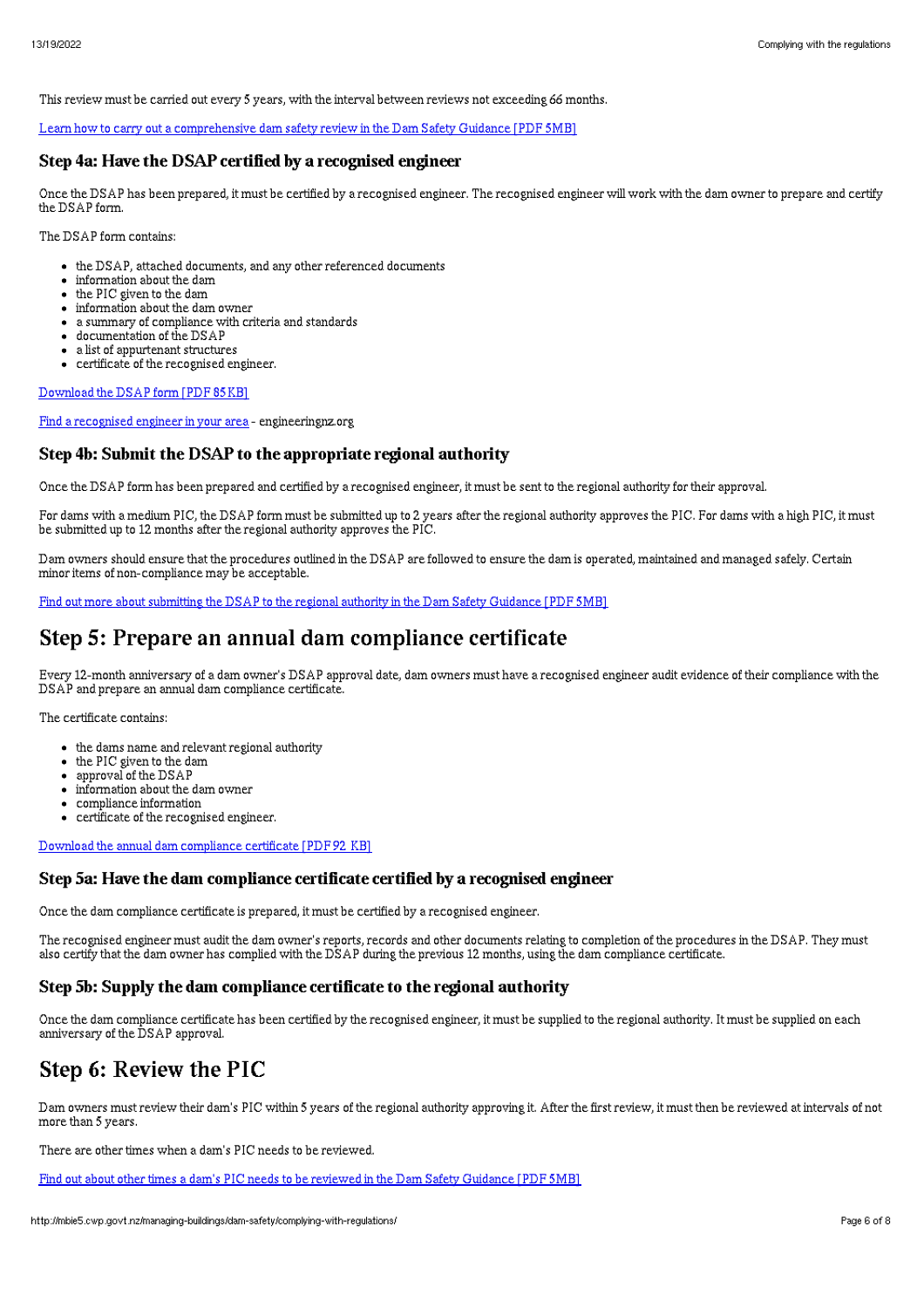This review must be carried out every 5 years, with the interval between reviews not exceeding 66 months.

[Learn how to carry out a comprehensive dam safety review in the Dam Safety Guidance [PDF 5MB]]

### Step 4a: Have the DSAP certified by a recognised engineer

Once the DSAP has been prepared, it must be certified by a recognised engineer. The recognised engineer will work with the dam owner to prepare and certify the DSAP form.

The DSAP form contains:

- the DSAP, attached documents, and any other referenced documents
- information about the dam
- the PIC given to the dam
- information about the dam owner
- a summary of compliance with criteria and standards
- documentation of the DSAP
- a list of appurtenant structures
- certificate of the recognised engineer.

[Download the DSAP form [PDF 85KB]]

[Find a recognised engineer in your area] - engineeringnz.org

### Step 4b: Submit the DSAP to the appropriate regional authority

Once the DSAP form has been prepared and certified by a recognised engineer, it must be sent to the regional authority for their approval.

For dams with a medium PIC, the DSAP form must be submitted up to 2 years after the regional authority approves the PIC. For dams with a high PIC, it must be submitted up to 12 months after the regional authority approves the PIC.

Dam owners should ensure that the procedures outlined in the DSAP are followed to ensure the dam is operated, maintained and managed safely. Certain minor items of non-compliance may be acceptable.

[Find out more about submitting the DSAP to the regional authority in the Dam Safety Guidance [PDF 5MB]]

## Step 5: Prepare an annual dam compliance certificate

Every 12-month anniversary of a dam owner's DSAP approval date, dam owners must have a recognised engineer audit evidence of their compliance with the DSAP and prepare an annual dam compliance certificate.

The certificate contains:

- the dams name and relevant regional authority
- the PIC given to the dam
- approval of the DSAP
- information about the dam owner
- compliance information
- certificate of the recognised engineer.

[Download the annual dam compliance certificate [PDF 92 KB]]

### Step 5a: Have the dam compliance certificate certified by a recognised engineer

Once the dam compliance certificate is prepared, it must be certified by a recognised engineer.

The recognised engineer must audit the dam owner's reports, records and other documents relating to completion of the procedures in the DSAP. They must also certify that the dam owner has complied with the DSAP during the previous 12 months, using the dam compliance certificate.

### Step 5b: Supply the dam compliance certificate to the regional authority

Once the dam compliance certificate has been certified by the recognised engineer, it must be supplied to the regional authority. It must be supplied on each anniversary of the DSAP approval.

## Step 6: Review the PIC

Dam owners must review their dam's PIC within 5 years of the regional authority approving it. After the first review, it must then be reviewed at intervals of not more than 5 years.

There are other times when a dam's PIC needs to be reviewed.

[Find out about other times a dam's PIC needs to be reviewed in the Dam Safety Guidance [PDF 5MB]]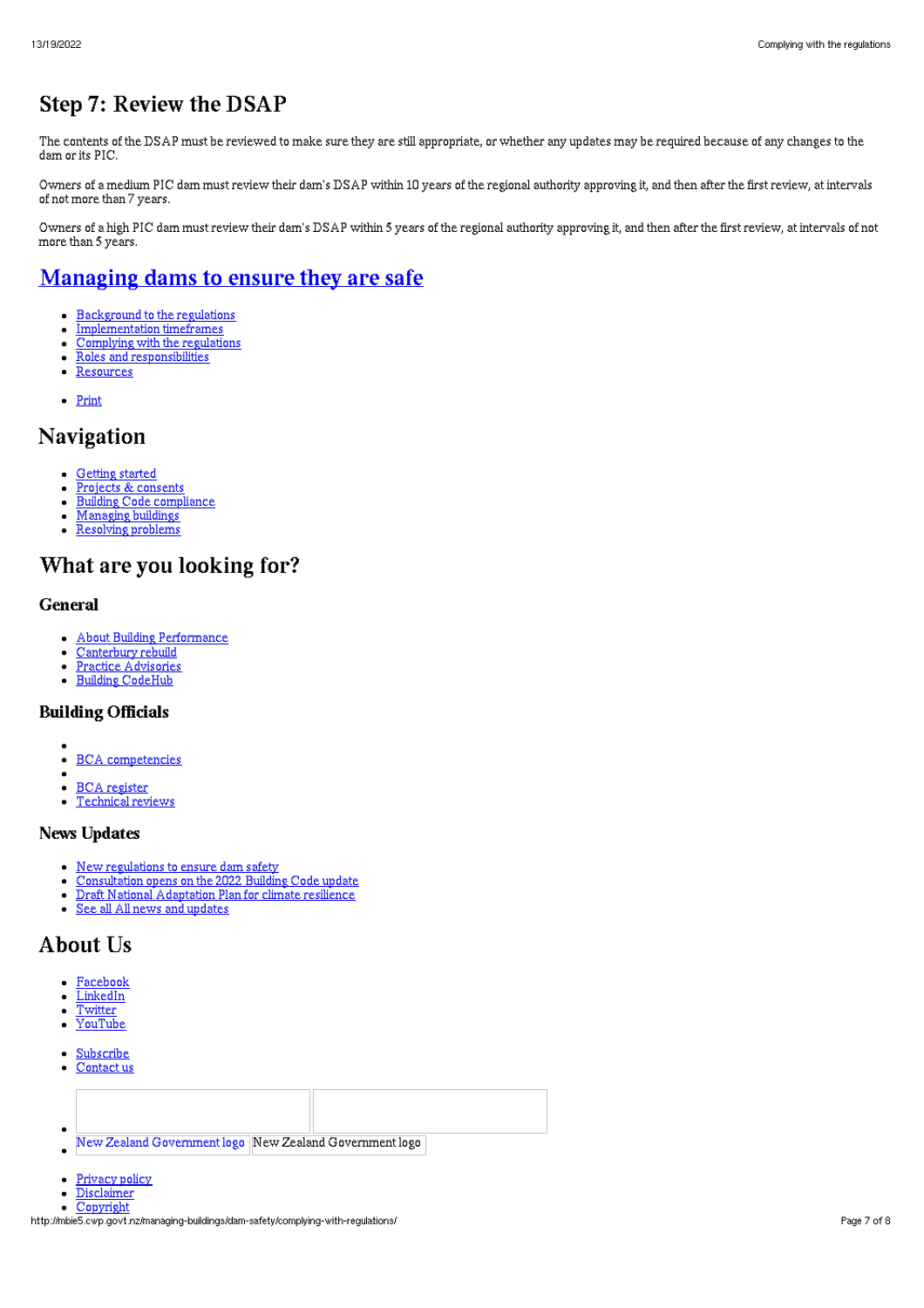## Step 7: Review the DSAP

The contents of the DSAP must be reviewed to make sure they are still appropriate, or whether any updates may be required because of any changes to the dam or its PIC.

Owners of a medium PIC dam must review their dam's DSAP within 10 years of the regional authority approving it, and then after the first review, at intervals of not more than 7 years.

Owners of a high PIC dam must review their dam's DSAP within 5 years of the regional authority approving it, and then after the first review, at intervals of not more than 5 years.

# Managing dams to ensure they are safe

- Background to the regulations
- Implementation timeframes
- Complying with the regulations
- Roles and responsibilities
- Resources

- Print

# Navigation

- Getting started
- Projects & consents
- Building Code compliance
- Managing buildings
- Resolving problems

## What are you looking for?

### General

- About Building Performance
- Canterbury rebuild
- Practice Advisories
- Building CodeHub

### Building Officials

- BCA competencies
- BCA register
- Technical reviews

### News Updates

- New regulations to ensure dam safety
- Consultation opens on the 2022 Building Code update
- Draft National Adaptation Plan for climate resilience
- See all All news and updates

# About Us

- Facebook
- LinkedIn
- Twitter
- YouTube

- Subscribe
- Contact us

- New Zealand Government logo New Zealand Government logo

- Privacy policy
- Disclaimer
- Copyright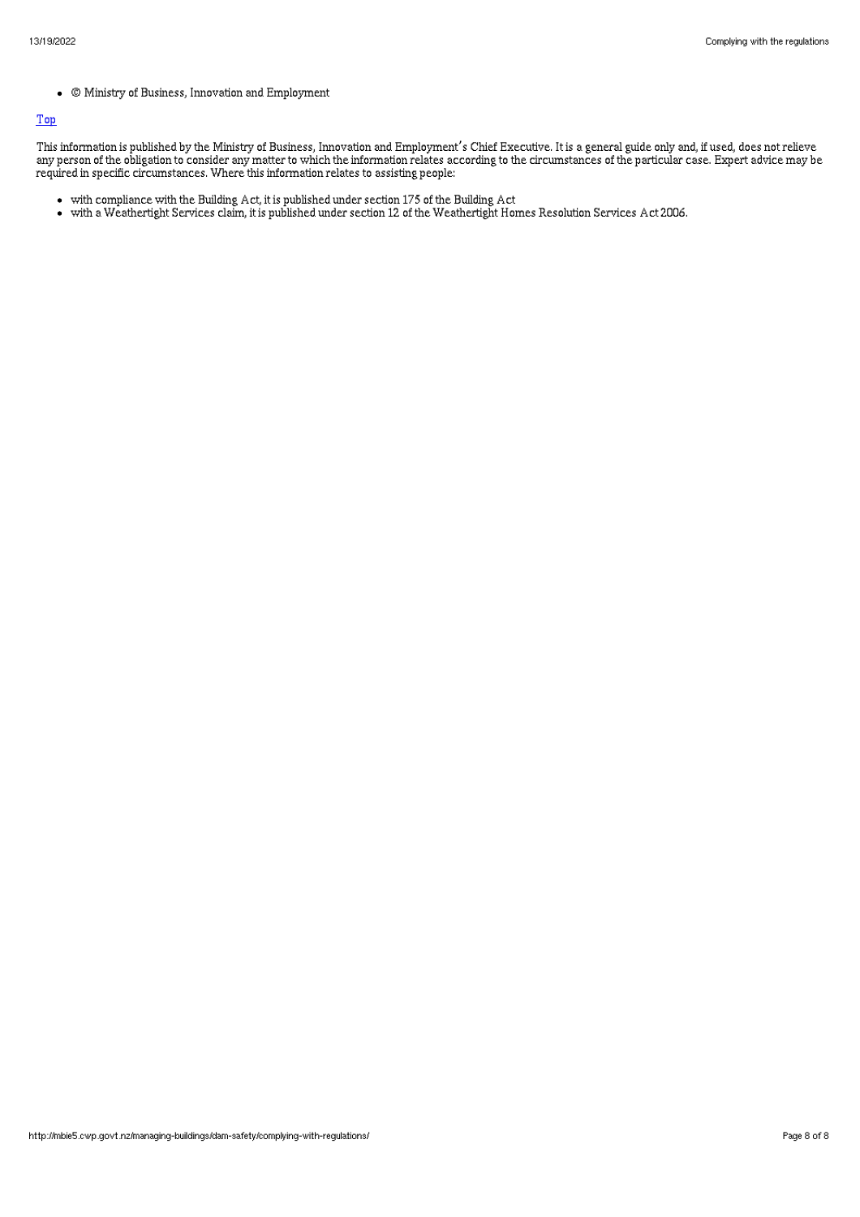- © Ministry of Business, Innovation and Employment

[Top](#)

This information is published by the Ministry of Business, Innovation and Employment's Chief Executive. It is a general guide only and, if used, does not relieve any person of the obligation to consider any matter to which the information relates according to the circumstances of the particular case. Expert advice may be required in specific circumstances. Where this information relates to assisting people:

- with compliance with the Building Act, it is published under section 175 of the Building Act
- with a Weathertight Services claim, it is published under section 12 of the Weathertight Homes Resolution Services Act 2006.